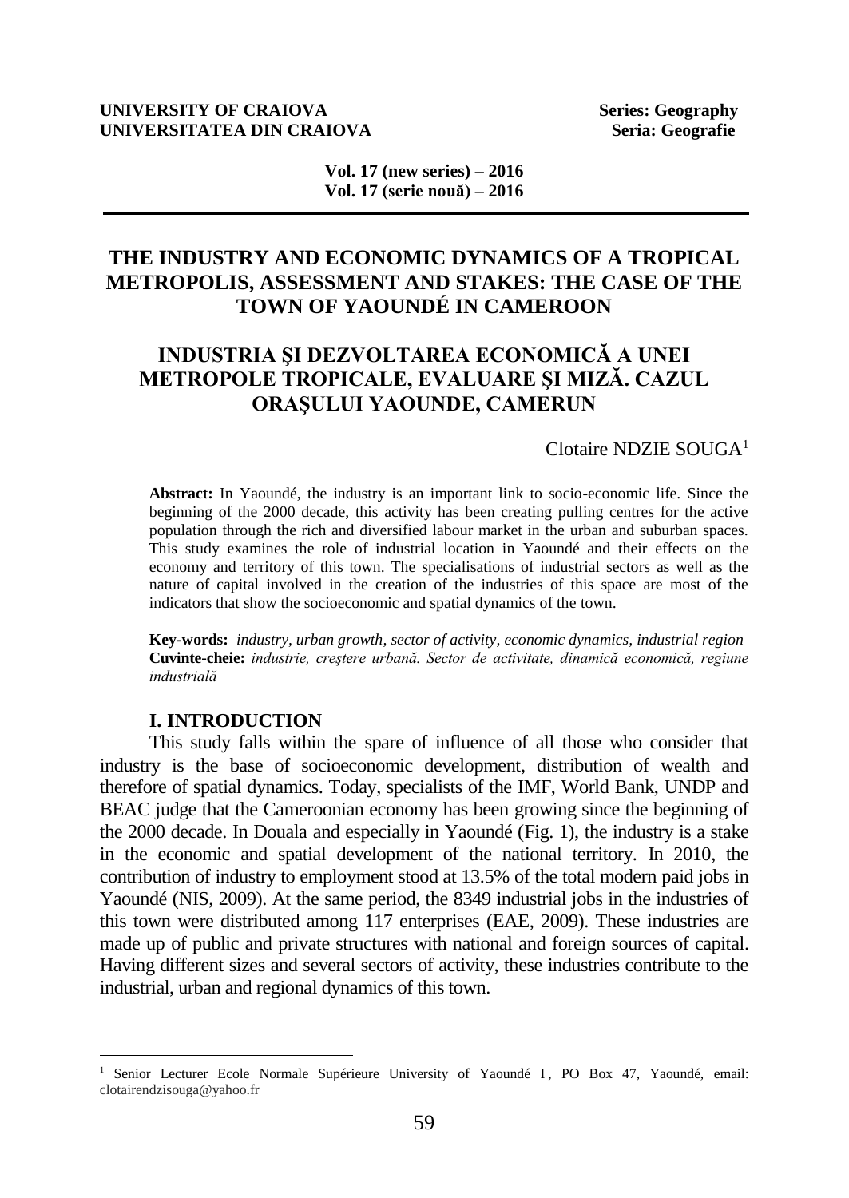# THE INDUSTRY AND ECONOMIC DYNAMICS OF A TROPICAL METROPOLIS, ASSESSMENT AND STAKES: THE CASE OF THE TOWN OF YAOUNDÉ IN CAMEROON

# INDUSTRIA ŞI DEZVOLTAREA ECONOMICĂ A UNEI METROPOLE TROPICALE, EVALUARE ŞI MIZĂ. CAZUL ORAŞULUI YAOUNDE, CAMERUN

Clotaire NDZIE SOUGA[1]

**Abstract:** In Yaoundé, the industry is an important link to socio-economic life. Since the beginning of the 2000 decade, this activity has been creating pulling centres for the active population through the rich and diversified labour market in the urban and suburban spaces. This study examines the role of industrial location in Yaoundé and their effects on the economy and territory of this town. The specialisations of industrial sectors as well as the nature of capital involved in the creation of the industries of this space are most of the indicators that show the socioeconomic and spatial dynamics of the town.

**Key-words:** *industry, urban growth, sector of activity, economic dynamics, industrial region*
**Cuvinte-cheie:** *industrie, creştere urbană. Sector de activitate, dinamică economică, regiune industrială*

## I. INTRODUCTION

This study falls within the spare of influence of all those who consider that industry is the base of socioeconomic development, distribution of wealth and therefore of spatial dynamics. Today, specialists of the IMF, World Bank, UNDP and BEAC judge that the Cameroonian economy has been growing since the beginning of the 2000 decade. In Douala and especially in Yaoundé (Fig. 1), the industry is a stake in the economic and spatial development of the national territory. In 2010, the contribution of industry to employment stood at 13.5% of the total modern paid jobs in Yaoundé (NIS, 2009). At the same period, the 8349 industrial jobs in the industries of this town were distributed among 117 enterprises (EAE, 2009). These industries are made up of public and private structures with national and foreign sources of capital. Having different sizes and several sectors of activity, these industries contribute to the industrial, urban and regional dynamics of this town.

---

[1] Senior Lecturer Ecole Normale Supérieure University of Yaoundé I, PO Box 47, Yaoundé, email: clotairendzisouga@yahoo.fr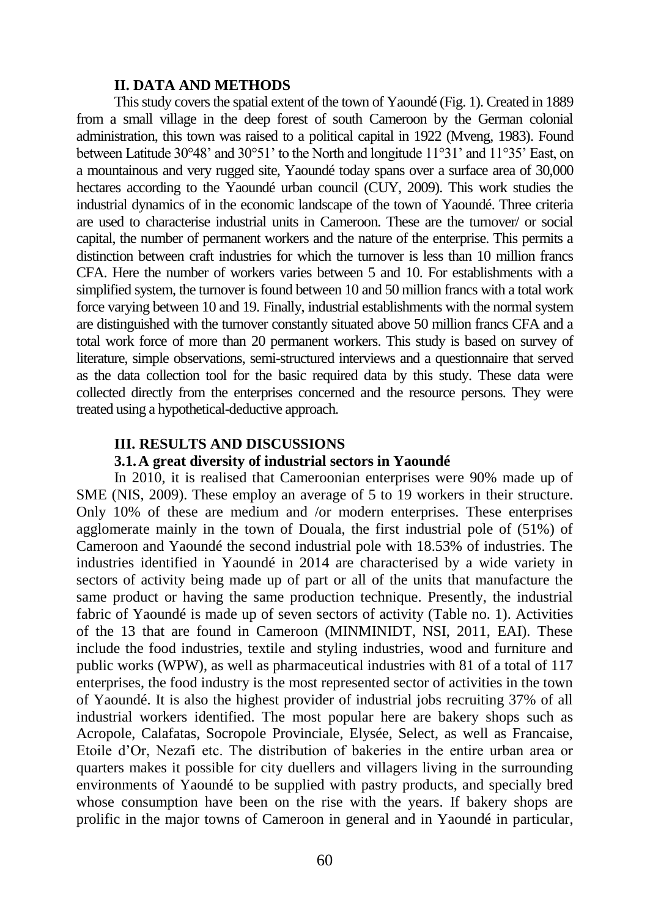## II. DATA AND METHODS

This study covers the spatial extent of the town of Yaoundé (Fig. 1). Created in 1889 from a small village in the deep forest of south Cameroon by the German colonial administration, this town was raised to a political capital in 1922 (Mveng, 1983). Found between Latitude 30°48' and 30°51' to the North and longitude 11°31' and 11°35' East, on a mountainous and very rugged site, Yaoundé today spans over a surface area of 30,000 hectares according to the Yaoundé urban council (CUY, 2009). This work studies the industrial dynamics of in the economic landscape of the town of Yaoundé. Three criteria are used to characterise industrial units in Cameroon. These are the turnover/ or social capital, the number of permanent workers and the nature of the enterprise. This permits a distinction between craft industries for which the turnover is less than 10 million francs CFA. Here the number of workers varies between 5 and 10. For establishments with a simplified system, the turnover is found between 10 and 50 million francs with a total work force varying between 10 and 19. Finally, industrial establishments with the normal system are distinguished with the turnover constantly situated above 50 million francs CFA and a total work force of more than 20 permanent workers. This study is based on survey of literature, simple observations, semi-structured interviews and a questionnaire that served as the data collection tool for the basic required data by this study. These data were collected directly from the enterprises concerned and the resource persons. They were treated using a hypothetical-deductive approach.

## III. RESULTS AND DISCUSSIONS

### 3.1. A great diversity of industrial sectors in Yaoundé

In 2010, it is realised that Cameroonian enterprises were 90% made up of SME (NIS, 2009). These employ an average of 5 to 19 workers in their structure. Only 10% of these are medium and /or modern enterprises. These enterprises agglomerate mainly in the town of Douala, the first industrial pole of (51%) of Cameroon and Yaoundé the second industrial pole with 18.53% of industries. The industries identified in Yaoundé in 2014 are characterised by a wide variety in sectors of activity being made up of part or all of the units that manufacture the same product or having the same production technique. Presently, the industrial fabric of Yaoundé is made up of seven sectors of activity (Table no. 1). Activities of the 13 that are found in Cameroon (MINMINIDT, NSI, 2011, EAI). These include the food industries, textile and styling industries, wood and furniture and public works (WPW), as well as pharmaceutical industries with 81 of a total of 117 enterprises, the food industry is the most represented sector of activities in the town of Yaoundé. It is also the highest provider of industrial jobs recruiting 37% of all industrial workers identified. The most popular here are bakery shops such as Acropole, Calafatas, Socropole Provinciale, Elysée, Select, as well as Francaise, Etoile d'Or, Nezafi etc. The distribution of bakeries in the entire urban area or quarters makes it possible for city duellers and villagers living in the surrounding environments of Yaoundé to be supplied with pastry products, and specially bred whose consumption have been on the rise with the years. If bakery shops are prolific in the major towns of Cameroon in general and in Yaoundé in particular,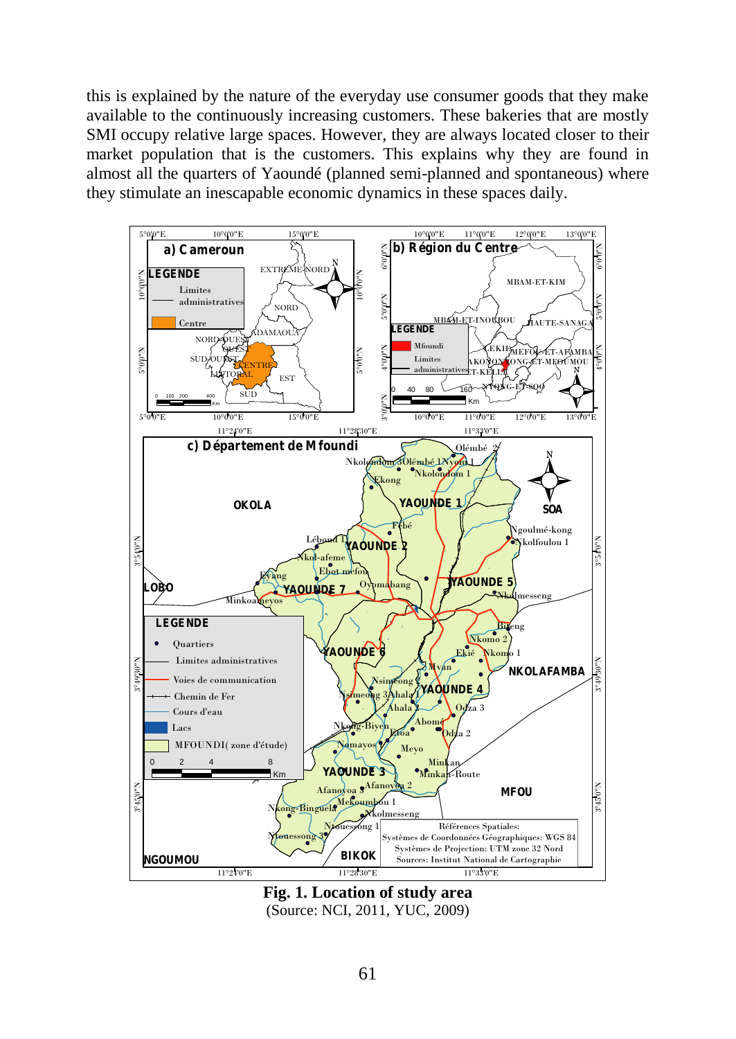this is explained by the nature of the everyday use consumer goods that they make available to the continuously increasing customers. These bakeries that are mostly SMI occupy relative large spaces. However, they are always located closer to their market population that is the customers. This explains why they are found in almost all the quarters of Yaoundé (planned semi-planned and spontaneous) where they stimulate an inescapable economic dynamics in these spaces daily.

**Fig. 1. Location of study area**
(Source: NCI, 2011, YUC, 2009)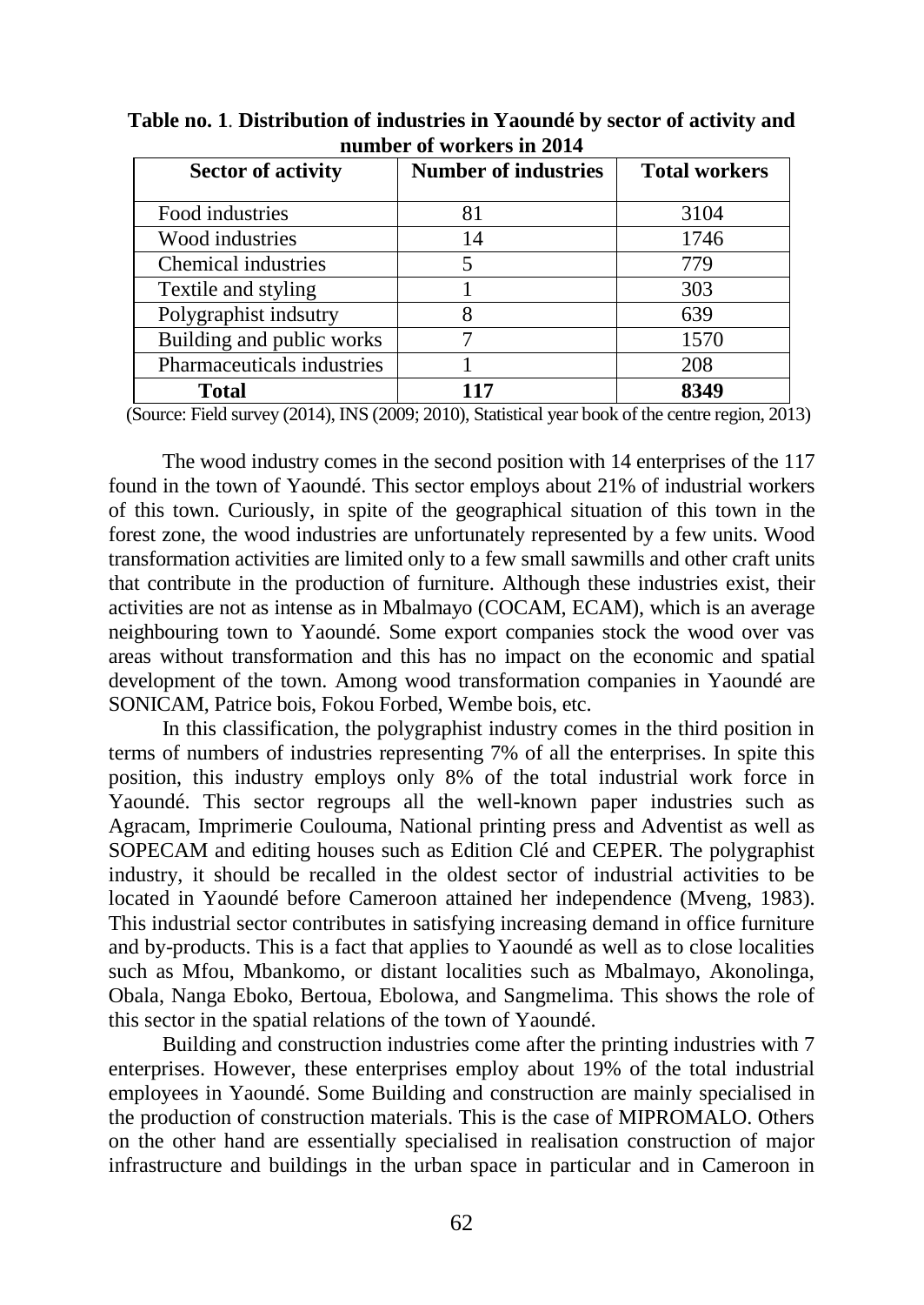**Table no. 1**. **Distribution of industries in Yaoundé by sector of activity and number of workers in 2014**

| Sector of activity | Number of industries | Total workers |
|---|---|---|
| Food industries | 81 | 3104 |
| Wood industries | 14 | 1746 |
| Chemical industries | 5 | 779 |
| Textile and styling | 1 | 303 |
| Polygraphist indsutry | 8 | 639 |
| Building and public works | 7 | 1570 |
| Pharmaceuticals industries | 1 | 208 |
| **Total** | **117** | **8349** |

(Source: Field survey (2014), INS (2009; 2010), Statistical year book of the centre region, 2013)

The wood industry comes in the second position with 14 enterprises of the 117 found in the town of Yaoundé. This sector employs about 21% of industrial workers of this town. Curiously, in spite of the geographical situation of this town in the forest zone, the wood industries are unfortunately represented by a few units. Wood transformation activities are limited only to a few small sawmills and other craft units that contribute in the production of furniture. Although these industries exist, their activities are not as intense as in Mbalmayo (COCAM, ECAM), which is an average neighbouring town to Yaoundé. Some export companies stock the wood over vas areas without transformation and this has no impact on the economic and spatial development of the town. Among wood transformation companies in Yaoundé are SONICAM, Patrice bois, Fokou Forbed, Wembe bois, etc.

In this classification, the polygraphist industry comes in the third position in terms of numbers of industries representing 7% of all the enterprises. In spite this position, this industry employs only 8% of the total industrial work force in Yaoundé. This sector regroups all the well-known paper industries such as Agracam, Imprimerie Coulouma, National printing press and Adventist as well as SOPECAM and editing houses such as Edition Clé and CEPER. The polygraphist industry, it should be recalled in the oldest sector of industrial activities to be located in Yaoundé before Cameroon attained her independence (Mveng, 1983). This industrial sector contributes in satisfying increasing demand in office furniture and by-products. This is a fact that applies to Yaoundé as well as to close localities such as Mfou, Mbankomo, or distant localities such as Mbalmayo, Akonolinga, Obala, Nanga Eboko, Bertoua, Ebolowa, and Sangmelima. This shows the role of this sector in the spatial relations of the town of Yaoundé.

Building and construction industries come after the printing industries with 7 enterprises. However, these enterprises employ about 19% of the total industrial employees in Yaoundé. Some Building and construction are mainly specialised in the production of construction materials. This is the case of MIPROMALO. Others on the other hand are essentially specialised in realisation construction of major infrastructure and buildings in the urban space in particular and in Cameroon in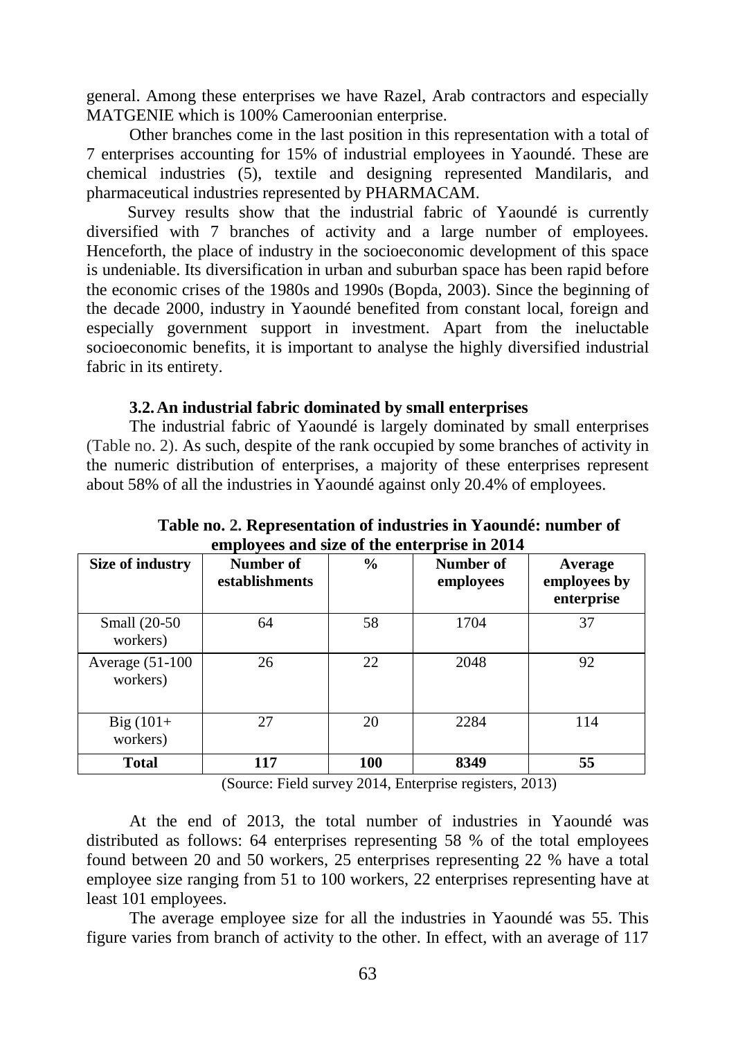general. Among these enterprises we have Razel, Arab contractors and especially MATGENIE which is 100% Cameroonian enterprise.

Other branches come in the last position in this representation with a total of 7 enterprises accounting for 15% of industrial employees in Yaoundé. These are chemical industries (5), textile and designing represented Mandilaris, and pharmaceutical industries represented by PHARMACAM.

Survey results show that the industrial fabric of Yaoundé is currently diversified with 7 branches of activity and a large number of employees. Henceforth, the place of industry in the socioeconomic development of this space is undeniable. Its diversification in urban and suburban space has been rapid before the economic crises of the 1980s and 1990s (Bopda, 2003). Since the beginning of the decade 2000, industry in Yaoundé benefited from constant local, foreign and especially government support in investment. Apart from the ineluctable socioeconomic benefits, it is important to analyse the highly diversified industrial fabric in its entirety.

### 3.2. An industrial fabric dominated by small enterprises

The industrial fabric of Yaoundé is largely dominated by small enterprises (Table no. 2). As such, despite of the rank occupied by some branches of activity in the numeric distribution of enterprises, a majority of these enterprises represent about 58% of all the industries in Yaoundé against only 20.4% of employees.

**Table no. 2. Representation of industries in Yaoundé: number of employees and size of the enterprise in 2014**

| Size of industry | Number of establishments | % | Number of employees | Average employees by enterprise |
|---|---|---|---|---|
| Small (20-50 workers) | 64 | 58 | 1704 | 37 |
| Average (51-100 workers) | 26 | 22 | 2048 | 92 |
| Big (101+ workers) | 27 | 20 | 2284 | 114 |
| **Total** | **117** | **100** | **8349** | **55** |

(Source: Field survey 2014, Enterprise registers, 2013)

At the end of 2013, the total number of industries in Yaoundé was distributed as follows: 64 enterprises representing 58 % of the total employees found between 20 and 50 workers, 25 enterprises representing 22 % have a total employee size ranging from 51 to 100 workers, 22 enterprises representing have at least 101 employees.

The average employee size for all the industries in Yaoundé was 55. This figure varies from branch of activity to the other. In effect, with an average of 117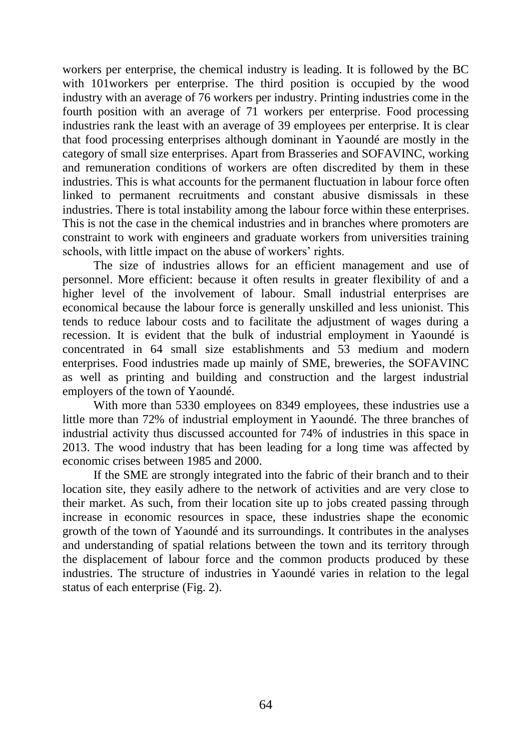workers per enterprise, the chemical industry is leading. It is followed by the BC with 101workers per enterprise. The third position is occupied by the wood industry with an average of 76 workers per industry. Printing industries come in the fourth position with an average of 71 workers per enterprise. Food processing industries rank the least with an average of 39 employees per enterprise. It is clear that food processing enterprises although dominant in Yaoundé are mostly in the category of small size enterprises. Apart from Brasseries and SOFAVINC, working and remuneration conditions of workers are often discredited by them in these industries. This is what accounts for the permanent fluctuation in labour force often linked to permanent recruitments and constant abusive dismissals in these industries. There is total instability among the labour force within these enterprises. This is not the case in the chemical industries and in branches where promoters are constraint to work with engineers and graduate workers from universities training schools, with little impact on the abuse of workers' rights.

The size of industries allows for an efficient management and use of personnel. More efficient: because it often results in greater flexibility of and a higher level of the involvement of labour. Small industrial enterprises are economical because the labour force is generally unskilled and less unionist. This tends to reduce labour costs and to facilitate the adjustment of wages during a recession. It is evident that the bulk of industrial employment in Yaoundé is concentrated in 64 small size establishments and 53 medium and modern enterprises. Food industries made up mainly of SME, breweries, the SOFAVINC as well as printing and building and construction and the largest industrial employers of the town of Yaoundé.

With more than 5330 employees on 8349 employees, these industries use a little more than 72% of industrial employment in Yaoundé. The three branches of industrial activity thus discussed accounted for 74% of industries in this space in 2013. The wood industry that has been leading for a long time was affected by economic crises between 1985 and 2000.

If the SME are strongly integrated into the fabric of their branch and to their location site, they easily adhere to the network of activities and are very close to their market. As such, from their location site up to jobs created passing through increase in economic resources in space, these industries shape the economic growth of the town of Yaoundé and its surroundings. It contributes in the analyses and understanding of spatial relations between the town and its territory through the displacement of labour force and the common products produced by these industries. The structure of industries in Yaoundé varies in relation to the legal status of each enterprise (Fig. 2).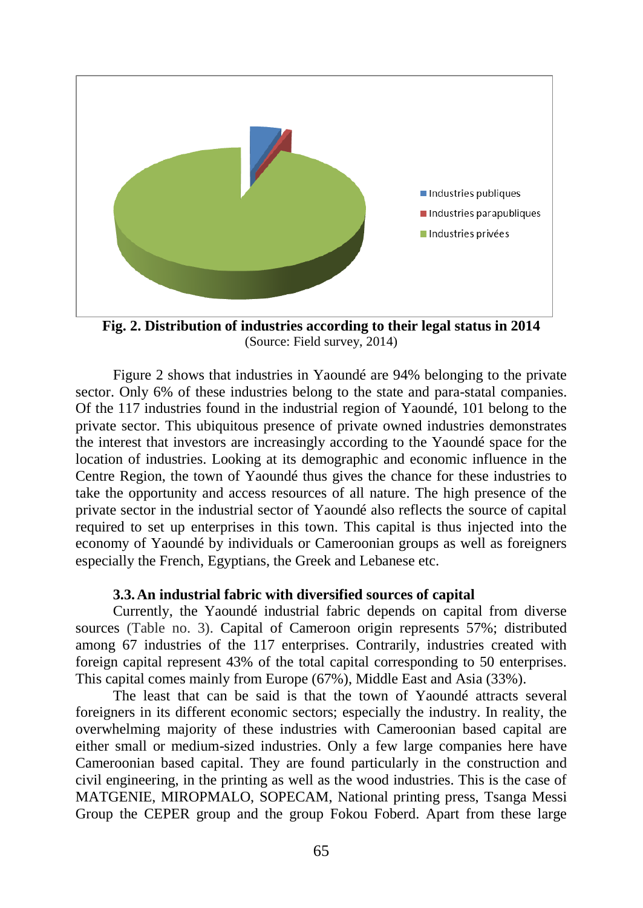**Fig. 2. Distribution of industries according to their legal status in 2014**
(Source: Field survey, 2014)

Figure 2 shows that industries in Yaoundé are 94% belonging to the private sector. Only 6% of these industries belong to the state and para-statal companies. Of the 117 industries found in the industrial region of Yaoundé, 101 belong to the private sector. This ubiquitous presence of private owned industries demonstrates the interest that investors are increasingly according to the Yaoundé space for the location of industries. Looking at its demographic and economic influence in the Centre Region, the town of Yaoundé thus gives the chance for these industries to take the opportunity and access resources of all nature. The high presence of the private sector in the industrial sector of Yaoundé also reflects the source of capital required to set up enterprises in this town. This capital is thus injected into the economy of Yaoundé by individuals or Cameroonian groups as well as foreigners especially the French, Egyptians, the Greek and Lebanese etc.

### 3.3. An industrial fabric with diversified sources of capital

Currently, the Yaoundé industrial fabric depends on capital from diverse sources (Table no. 3). Capital of Cameroon origin represents 57%; distributed among 67 industries of the 117 enterprises. Contrarily, industries created with foreign capital represent 43% of the total capital corresponding to 50 enterprises. This capital comes mainly from Europe (67%), Middle East and Asia (33%).

The least that can be said is that the town of Yaoundé attracts several foreigners in its different economic sectors; especially the industry. In reality, the overwhelming majority of these industries with Cameroonian based capital are either small or medium-sized industries. Only a few large companies here have Cameroonian based capital. They are found particularly in the construction and civil engineering, in the printing as well as the wood industries. This is the case of MATGENIE, MIROPMALO, SOPECAM, National printing press, Tsanga Messi Group the CEPER group and the group Fokou Foberd. Apart from these large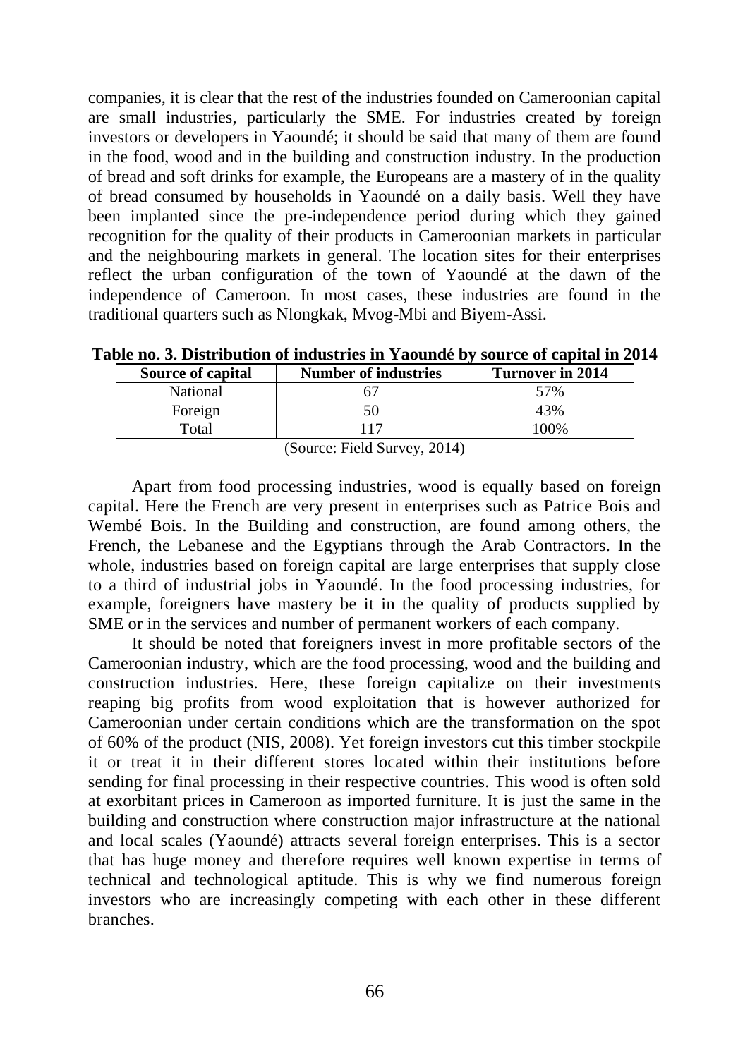companies, it is clear that the rest of the industries founded on Cameroonian capital are small industries, particularly the SME. For industries created by foreign investors or developers in Yaoundé; it should be said that many of them are found in the food, wood and in the building and construction industry. In the production of bread and soft drinks for example, the Europeans are a mastery of in the quality of bread consumed by households in Yaoundé on a daily basis. Well they have been implanted since the pre-independence period during which they gained recognition for the quality of their products in Cameroonian markets in particular and the neighbouring markets in general. The location sites for their enterprises reflect the urban configuration of the town of Yaoundé at the dawn of the independence of Cameroon. In most cases, these industries are found in the traditional quarters such as Nlongkak, Mvog-Mbi and Biyem-Assi.

**Table no. 3. Distribution of industries in Yaoundé by source of capital in 2014**

| Source of capital | Number of industries | Turnover in 2014 |
|---|---|---|
| National | 67 | 57% |
| Foreign | 50 | 43% |
| Total | 117 | 100% |

(Source: Field Survey, 2014)

Apart from food processing industries, wood is equally based on foreign capital. Here the French are very present in enterprises such as Patrice Bois and Wembé Bois. In the Building and construction, are found among others, the French, the Lebanese and the Egyptians through the Arab Contractors. In the whole, industries based on foreign capital are large enterprises that supply close to a third of industrial jobs in Yaoundé. In the food processing industries, for example, foreigners have mastery be it in the quality of products supplied by SME or in the services and number of permanent workers of each company.

It should be noted that foreigners invest in more profitable sectors of the Cameroonian industry, which are the food processing, wood and the building and construction industries. Here, these foreign capitalize on their investments reaping big profits from wood exploitation that is however authorized for Cameroonian under certain conditions which are the transformation on the spot of 60% of the product (NIS, 2008). Yet foreign investors cut this timber stockpile it or treat it in their different stores located within their institutions before sending for final processing in their respective countries. This wood is often sold at exorbitant prices in Cameroon as imported furniture. It is just the same in the building and construction where construction major infrastructure at the national and local scales (Yaoundé) attracts several foreign enterprises. This is a sector that has huge money and therefore requires well known expertise in terms of technical and technological aptitude. This is why we find numerous foreign investors who are increasingly competing with each other in these different branches.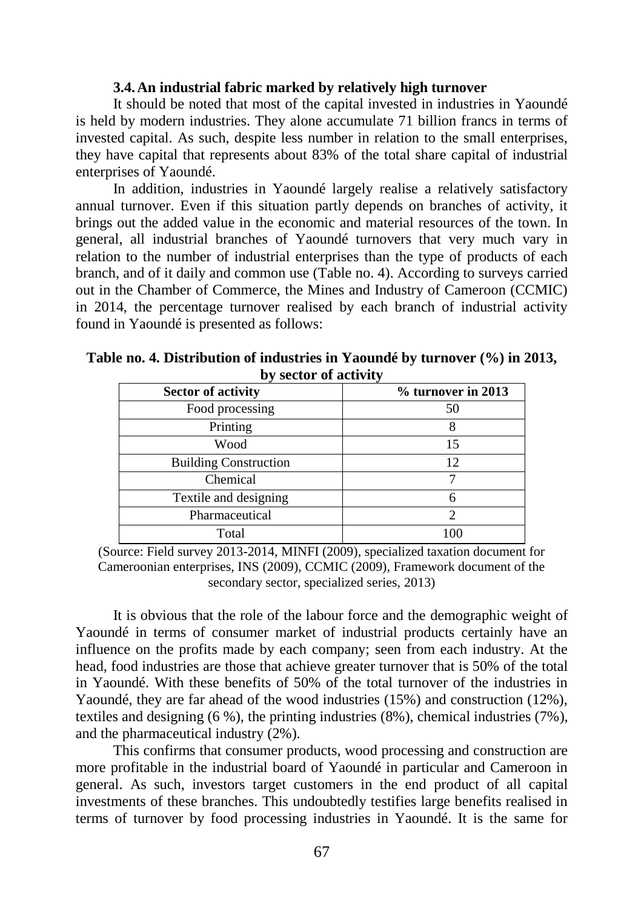### 3.4. An industrial fabric marked by relatively high turnover

It should be noted that most of the capital invested in industries in Yaoundé is held by modern industries. They alone accumulate 71 billion francs in terms of invested capital. As such, despite less number in relation to the small enterprises, they have capital that represents about 83% of the total share capital of industrial enterprises of Yaoundé.

In addition, industries in Yaoundé largely realise a relatively satisfactory annual turnover. Even if this situation partly depends on branches of activity, it brings out the added value in the economic and material resources of the town. In general, all industrial branches of Yaoundé turnovers that very much vary in relation to the number of industrial enterprises than the type of products of each branch, and of it daily and common use (Table no. 4). According to surveys carried out in the Chamber of Commerce, the Mines and Industry of Cameroon (CCMIC) in 2014, the percentage turnover realised by each branch of industrial activity found in Yaoundé is presented as follows:

**Table no. 4. Distribution of industries in Yaoundé by turnover (%) in 2013, by sector of activity**

| Sector of activity | % turnover in 2013 |
|---|---|
| Food processing | 50 |
| Printing | 8 |
| Wood | 15 |
| Building Construction | 12 |
| Chemical | 7 |
| Textile and designing | 6 |
| Pharmaceutical | 2 |
| Total | 100 |

(Source: Field survey 2013-2014, MINFI (2009), specialized taxation document for Cameroonian enterprises, INS (2009), CCMIC (2009), Framework document of the secondary sector, specialized series, 2013)

It is obvious that the role of the labour force and the demographic weight of Yaoundé in terms of consumer market of industrial products certainly have an influence on the profits made by each company; seen from each industry. At the head, food industries are those that achieve greater turnover that is 50% of the total in Yaoundé. With these benefits of 50% of the total turnover of the industries in Yaoundé, they are far ahead of the wood industries (15%) and construction (12%), textiles and designing (6 %), the printing industries (8%), chemical industries (7%), and the pharmaceutical industry (2%).

This confirms that consumer products, wood processing and construction are more profitable in the industrial board of Yaoundé in particular and Cameroon in general. As such, investors target customers in the end product of all capital investments of these branches. This undoubtedly testifies large benefits realised in terms of turnover by food processing industries in Yaoundé. It is the same for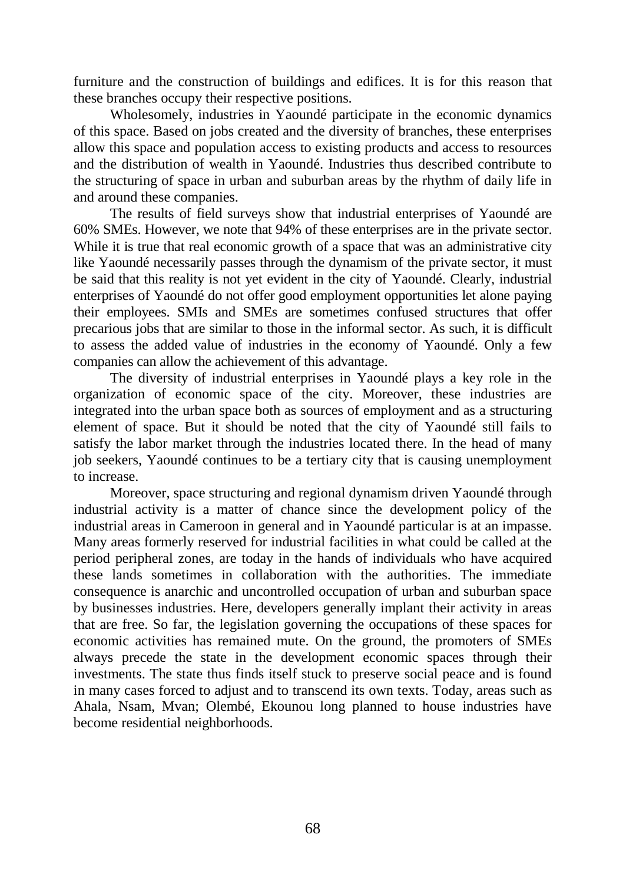furniture and the construction of buildings and edifices. It is for this reason that these branches occupy their respective positions.

Wholesomely, industries in Yaoundé participate in the economic dynamics of this space. Based on jobs created and the diversity of branches, these enterprises allow this space and population access to existing products and access to resources and the distribution of wealth in Yaoundé. Industries thus described contribute to the structuring of space in urban and suburban areas by the rhythm of daily life in and around these companies.

The results of field surveys show that industrial enterprises of Yaoundé are 60% SMEs. However, we note that 94% of these enterprises are in the private sector. While it is true that real economic growth of a space that was an administrative city like Yaoundé necessarily passes through the dynamism of the private sector, it must be said that this reality is not yet evident in the city of Yaoundé. Clearly, industrial enterprises of Yaoundé do not offer good employment opportunities let alone paying their employees. SMIs and SMEs are sometimes confused structures that offer precarious jobs that are similar to those in the informal sector. As such, it is difficult to assess the added value of industries in the economy of Yaoundé. Only a few companies can allow the achievement of this advantage.

The diversity of industrial enterprises in Yaoundé plays a key role in the organization of economic space of the city. Moreover, these industries are integrated into the urban space both as sources of employment and as a structuring element of space. But it should be noted that the city of Yaoundé still fails to satisfy the labor market through the industries located there. In the head of many job seekers, Yaoundé continues to be a tertiary city that is causing unemployment to increase.

Moreover, space structuring and regional dynamism driven Yaoundé through industrial activity is a matter of chance since the development policy of the industrial areas in Cameroon in general and in Yaoundé particular is at an impasse. Many areas formerly reserved for industrial facilities in what could be called at the period peripheral zones, are today in the hands of individuals who have acquired these lands sometimes in collaboration with the authorities. The immediate consequence is anarchic and uncontrolled occupation of urban and suburban space by businesses industries. Here, developers generally implant their activity in areas that are free. So far, the legislation governing the occupations of these spaces for economic activities has remained mute. On the ground, the promoters of SMEs always precede the state in the development economic spaces through their investments. The state thus finds itself stuck to preserve social peace and is found in many cases forced to adjust and to transcend its own texts. Today, areas such as Ahala, Nsam, Mvan; Olembé, Ekounou long planned to house industries have become residential neighborhoods.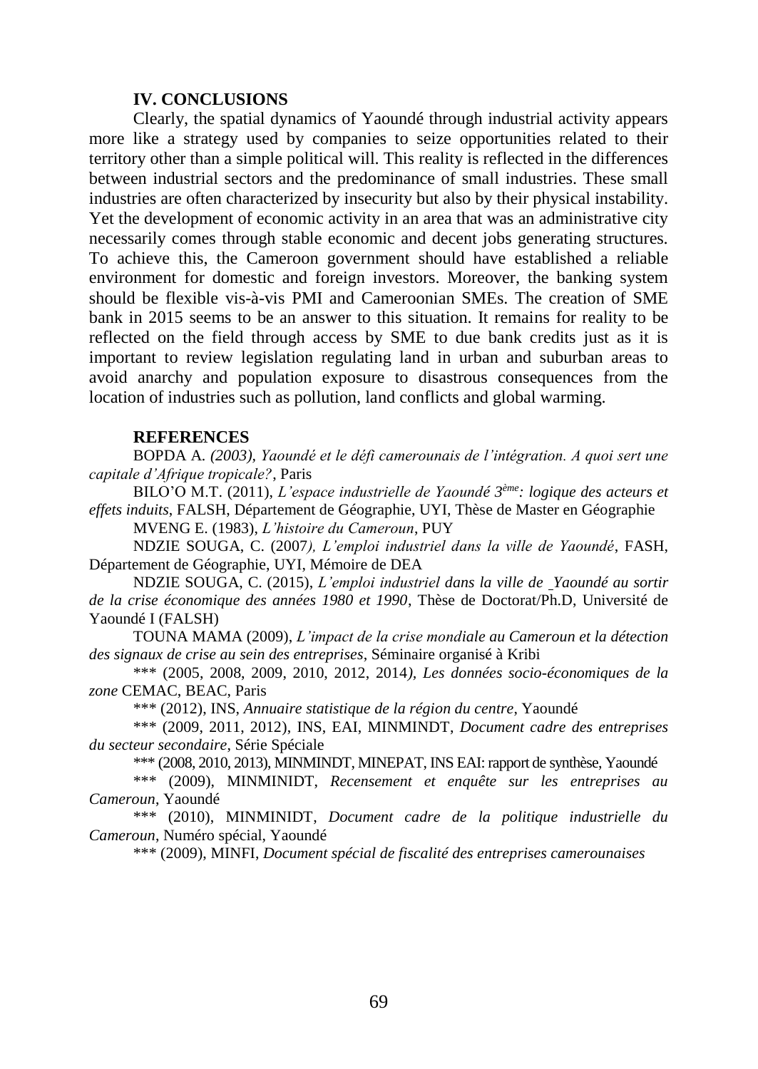## IV. CONCLUSIONS

Clearly, the spatial dynamics of Yaoundé through industrial activity appears more like a strategy used by companies to seize opportunities related to their territory other than a simple political will. This reality is reflected in the differences between industrial sectors and the predominance of small industries. These small industries are often characterized by insecurity but also by their physical instability. Yet the development of economic activity in an area that was an administrative city necessarily comes through stable economic and decent jobs generating structures. To achieve this, the Cameroon government should have established a reliable environment for domestic and foreign investors. Moreover, the banking system should be flexible vis-à-vis PMI and Cameroonian SMEs. The creation of SME bank in 2015 seems to be an answer to this situation. It remains for reality to be reflected on the field through access by SME to due bank credits just as it is important to review legislation regulating land in urban and suburban areas to avoid anarchy and population exposure to disastrous consequences from the location of industries such as pollution, land conflicts and global warming.

## REFERENCES

BOPDA A. *(2003), Yaoundé et le défi camerounais de l'intégration. A quoi sert une capitale d'Afrique tropicale?*, Paris

BILO'O M.T. (2011), *L'espace industrielle de Yaoundé 3ème: logique des acteurs et effets induits*, FALSH, Département de Géographie, UYI, Thèse de Master en Géographie

MVENG E. (1983), *L'histoire du Cameroun*, PUY

NDZIE SOUGA, C. (2007*), L'emploi industriel dans la ville de Yaoundé*, FASH, Département de Géographie, UYI, Mémoire de DEA

NDZIE SOUGA, C. (2015), *L'emploi industriel dans la ville de _Yaoundé au sortir de la crise économique des années 1980 et 1990*, Thèse de Doctorat/Ph.D, Université de Yaoundé I (FALSH)

TOUNA MAMA (2009), *L'impact de la crise mondiale au Cameroun et la détection des signaux de crise au sein des entreprises*, Séminaire organisé à Kribi

*** (2005, 2008, 2009, 2010, 2012, 2014*), Les données socio-économiques de la zone* CEMAC, BEAC, Paris

*** (2012), INS, *Annuaire statistique de la région du centre*, Yaoundé

*** (2009, 2011, 2012), INS, EAI, MINMINDT, *Document cadre des entreprises du secteur secondaire*, Série Spéciale

*** (2008, 2010, 2013), MINMINDT, MINEPAT, INS EAI: rapport de synthèse, Yaoundé

*** (2009), MINMINIDT, *Recensement et enquête sur les entreprises au Cameroun*, Yaoundé

*** (2010), MINMINIDT, *Document cadre de la politique industrielle du Cameroun*, Numéro spécial, Yaoundé

*** (2009), MINFI, *Document spécial de fiscalité des entreprises camerounaises*